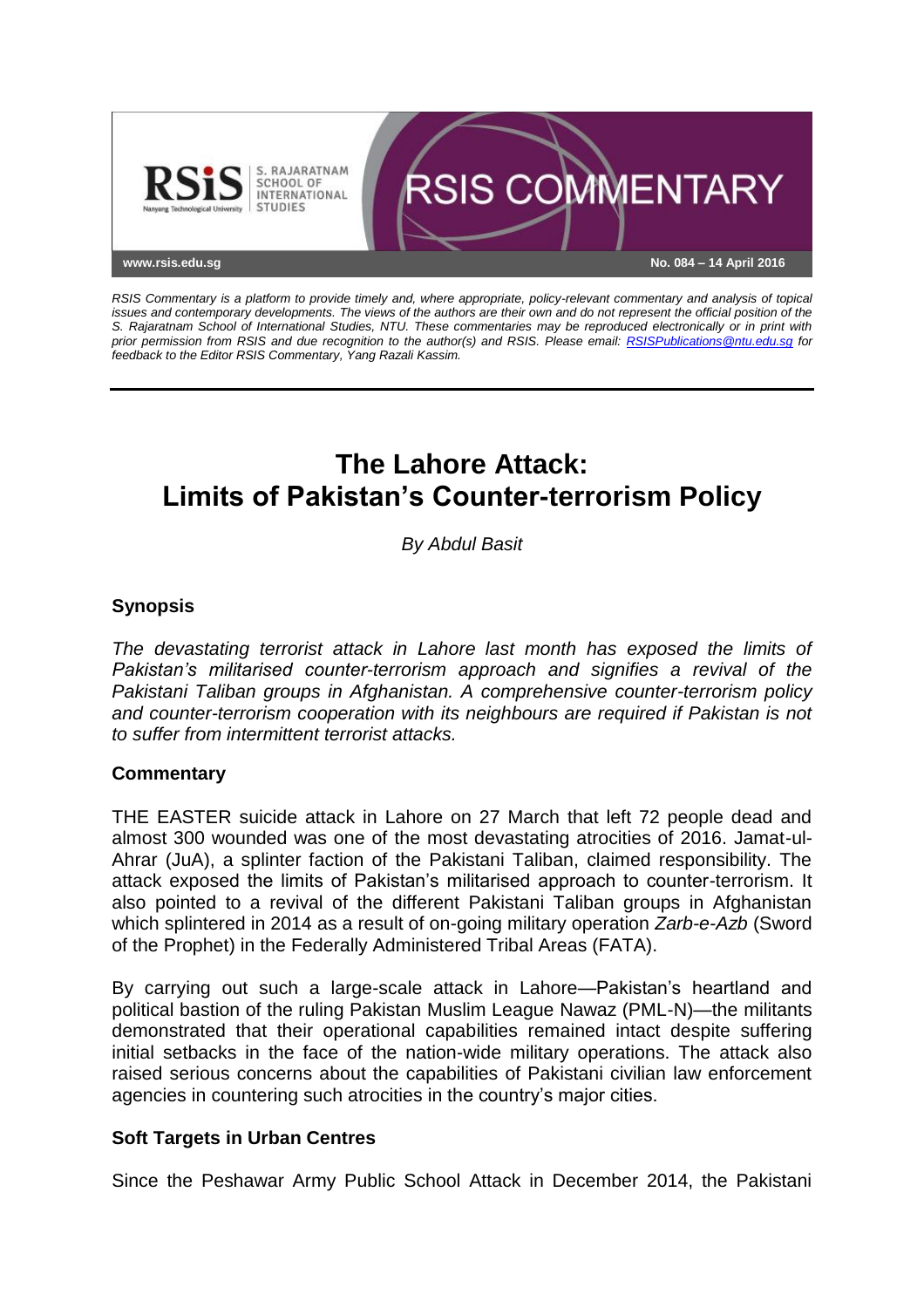RSIS COMMENTARY

www.rsis.edu.sg

No. 084 – 14 April 2016

*RSIS Commentary is a platform to provide timely and, where appropriate, policy-relevant commentary and analysis of topical issues and contemporary developments. The views of the authors are their own and do not represent the official position of the S. Rajaratnam School of International Studies, NTU. These commentaries may be reproduced electronically or in print with prior permission from RSIS and due recognition to the author(s) and RSIS. Please email: RSISPublications@ntu.edu.sg for feedback to the Editor RSIS Commentary, Yang Razali Kassim.*

# The Lahore Attack: Limits of Pakistan's Counter-terrorism Policy

*By Abdul Basit*

## Synopsis

*The devastating terrorist attack in Lahore last month has exposed the limits of Pakistan's militarised counter-terrorism approach and signifies a revival of the Pakistani Taliban groups in Afghanistan. A comprehensive counter-terrorism policy and counter-terrorism cooperation with its neighbours are required if Pakistan is not to suffer from intermittent terrorist attacks.*

## Commentary

THE EASTER suicide attack in Lahore on 27 March that left 72 people dead and almost 300 wounded was one of the most devastating atrocities of 2016. Jamat-ul-Ahrar (JuA), a splinter faction of the Pakistani Taliban, claimed responsibility. The attack exposed the limits of Pakistan's militarised approach to counter-terrorism. It also pointed to a revival of the different Pakistani Taliban groups in Afghanistan which splintered in 2014 as a result of on-going military operation *Zarb-e-Azb* (Sword of the Prophet) in the Federally Administered Tribal Areas (FATA).

By carrying out such a large-scale attack in Lahore—Pakistan's heartland and political bastion of the ruling Pakistan Muslim League Nawaz (PML-N)—the militants demonstrated that their operational capabilities remained intact despite suffering initial setbacks in the face of the nation-wide military operations. The attack also raised serious concerns about the capabilities of Pakistani civilian law enforcement agencies in countering such atrocities in the country's major cities.

### Soft Targets in Urban Centres

Since the Peshawar Army Public School Attack in December 2014, the Pakistani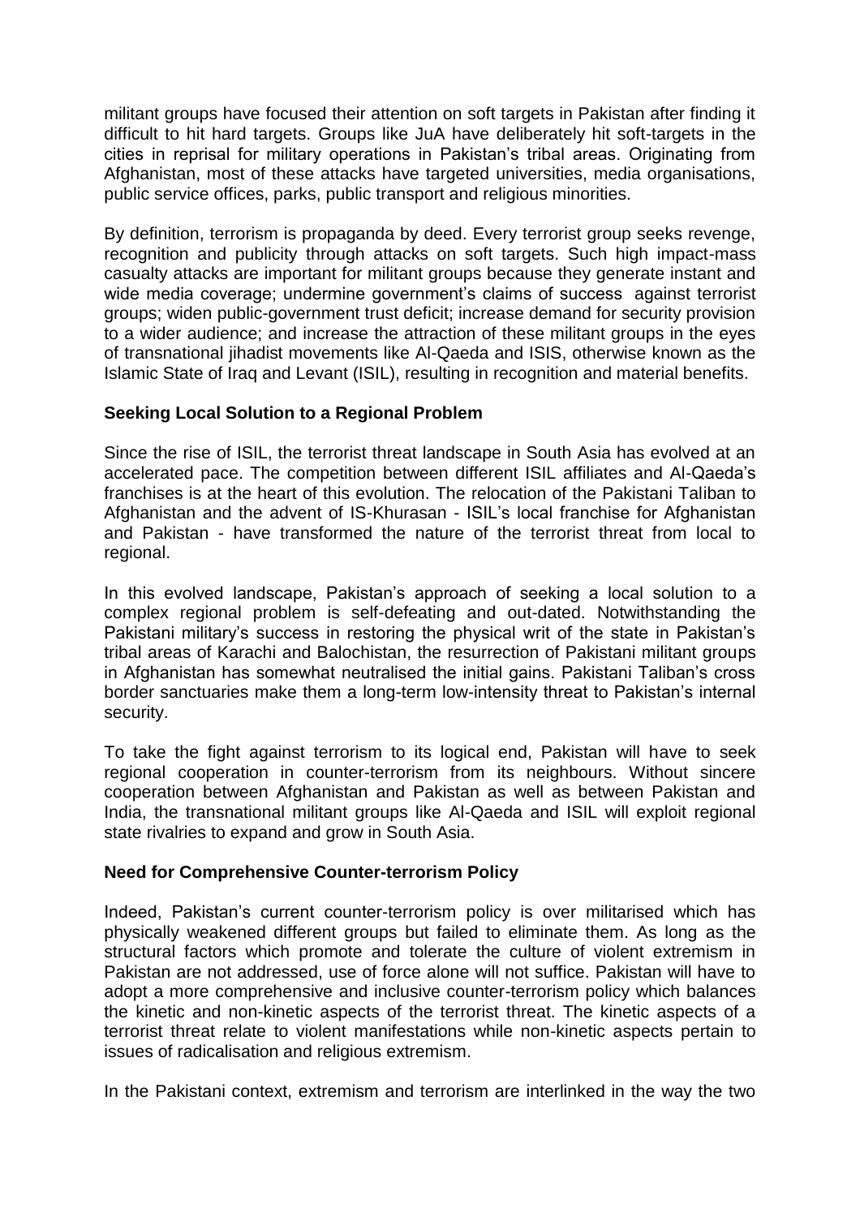militant groups have focused their attention on soft targets in Pakistan after finding it difficult to hit hard targets. Groups like JuA have deliberately hit soft-targets in the cities in reprisal for military operations in Pakistan's tribal areas. Originating from Afghanistan, most of these attacks have targeted universities, media organisations, public service offices, parks, public transport and religious minorities.

By definition, terrorism is propaganda by deed. Every terrorist group seeks revenge, recognition and publicity through attacks on soft targets. Such high impact-mass casualty attacks are important for militant groups because they generate instant and wide media coverage; undermine government's claims of success against terrorist groups; widen public-government trust deficit; increase demand for security provision to a wider audience; and increase the attraction of these militant groups in the eyes of transnational jihadist movements like Al-Qaeda and ISIS, otherwise known as the Islamic State of Iraq and Levant (ISIL), resulting in recognition and material benefits.

**Seeking Local Solution to a Regional Problem**

Since the rise of ISIL, the terrorist threat landscape in South Asia has evolved at an accelerated pace. The competition between different ISIL affiliates and Al-Qaeda's franchises is at the heart of this evolution. The relocation of the Pakistani Taliban to Afghanistan and the advent of IS-Khurasan - ISIL's local franchise for Afghanistan and Pakistan - have transformed the nature of the terrorist threat from local to regional.

In this evolved landscape, Pakistan's approach of seeking a local solution to a complex regional problem is self-defeating and out-dated. Notwithstanding the Pakistani military's success in restoring the physical writ of the state in Pakistan's tribal areas of Karachi and Balochistan, the resurrection of Pakistani militant groups in Afghanistan has somewhat neutralised the initial gains. Pakistani Taliban's cross border sanctuaries make them a long-term low-intensity threat to Pakistan's internal security.

To take the fight against terrorism to its logical end, Pakistan will have to seek regional cooperation in counter-terrorism from its neighbours. Without sincere cooperation between Afghanistan and Pakistan as well as between Pakistan and India, the transnational militant groups like Al-Qaeda and ISIL will exploit regional state rivalries to expand and grow in South Asia.

**Need for Comprehensive Counter-terrorism Policy**

Indeed, Pakistan's current counter-terrorism policy is over militarised which has physically weakened different groups but failed to eliminate them. As long as the structural factors which promote and tolerate the culture of violent extremism in Pakistan are not addressed, use of force alone will not suffice. Pakistan will have to adopt a more comprehensive and inclusive counter-terrorism policy which balances the kinetic and non-kinetic aspects of the terrorist threat. The kinetic aspects of a terrorist threat relate to violent manifestations while non-kinetic aspects pertain to issues of radicalisation and religious extremism.

In the Pakistani context, extremism and terrorism are interlinked in the way the two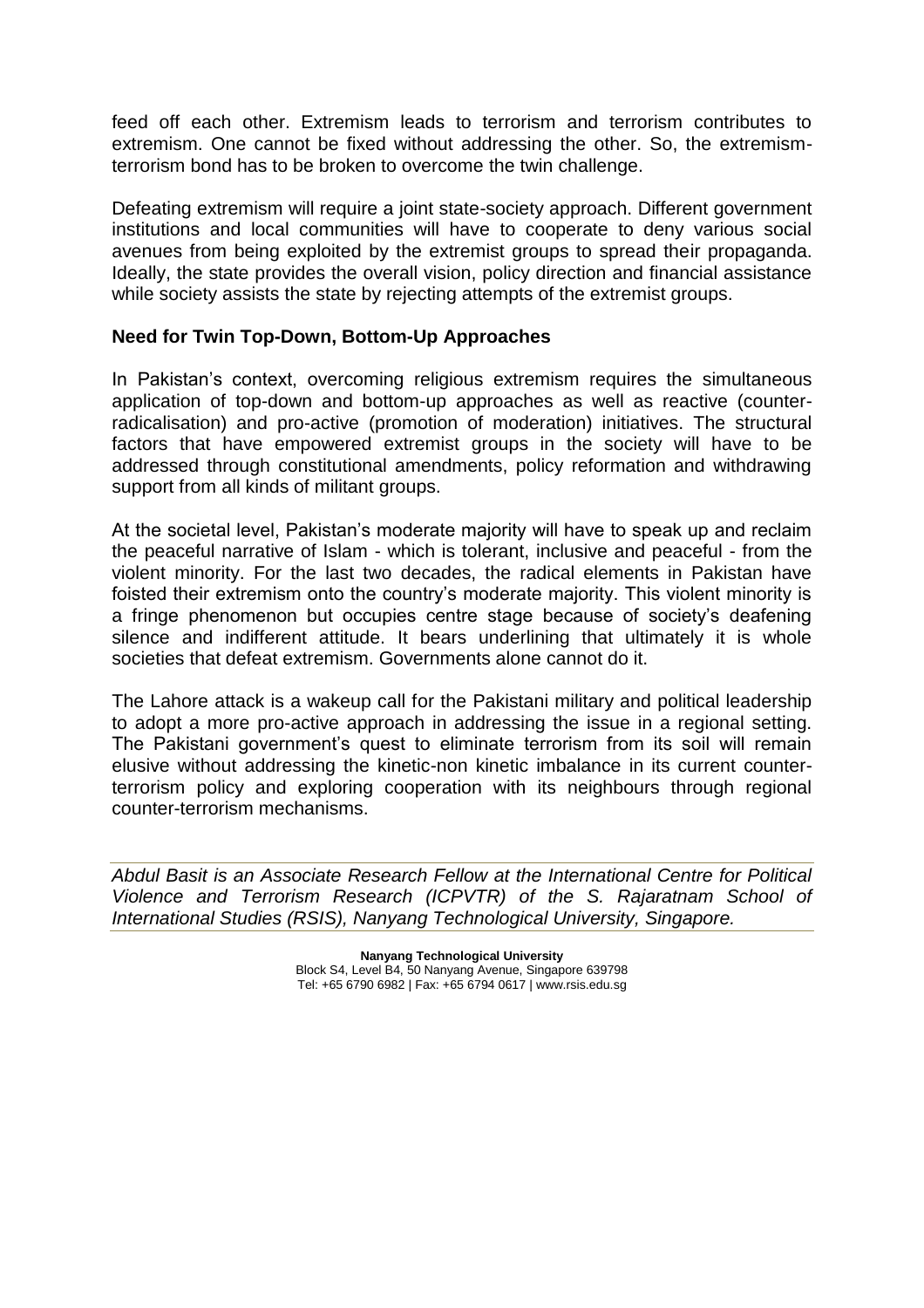feed off each other. Extremism leads to terrorism and terrorism contributes to extremism. One cannot be fixed without addressing the other. So, the extremism-terrorism bond has to be broken to overcome the twin challenge.

Defeating extremism will require a joint state-society approach. Different government institutions and local communities will have to cooperate to deny various social avenues from being exploited by the extremist groups to spread their propaganda. Ideally, the state provides the overall vision, policy direction and financial assistance while society assists the state by rejecting attempts of the extremist groups.

**Need for Twin Top-Down, Bottom-Up Approaches**

In Pakistan's context, overcoming religious extremism requires the simultaneous application of top-down and bottom-up approaches as well as reactive (counter-radicalisation) and pro-active (promotion of moderation) initiatives. The structural factors that have empowered extremist groups in the society will have to be addressed through constitutional amendments, policy reformation and withdrawing support from all kinds of militant groups.

At the societal level, Pakistan's moderate majority will have to speak up and reclaim the peaceful narrative of Islam - which is tolerant, inclusive and peaceful - from the violent minority. For the last two decades, the radical elements in Pakistan have foisted their extremism onto the country's moderate majority. This violent minority is a fringe phenomenon but occupies centre stage because of society's deafening silence and indifferent attitude. It bears underlining that ultimately it is whole societies that defeat extremism. Governments alone cannot do it.

The Lahore attack is a wakeup call for the Pakistani military and political leadership to adopt a more pro-active approach in addressing the issue in a regional setting. The Pakistani government's quest to eliminate terrorism from its soil will remain elusive without addressing the kinetic-non kinetic imbalance in its current counter-terrorism policy and exploring cooperation with its neighbours through regional counter-terrorism mechanisms.

---

*Abdul Basit is an Associate Research Fellow at the International Centre for Political Violence and Terrorism Research (ICPVTR) of the S. Rajaratnam School of International Studies (RSIS), Nanyang Technological University, Singapore.*

---

**Nanyang Technological University**
Block S4, Level B4, 50 Nanyang Avenue, Singapore 639798
Tel: +65 6790 6982 | Fax: +65 6794 0617 | www.rsis.edu.sg